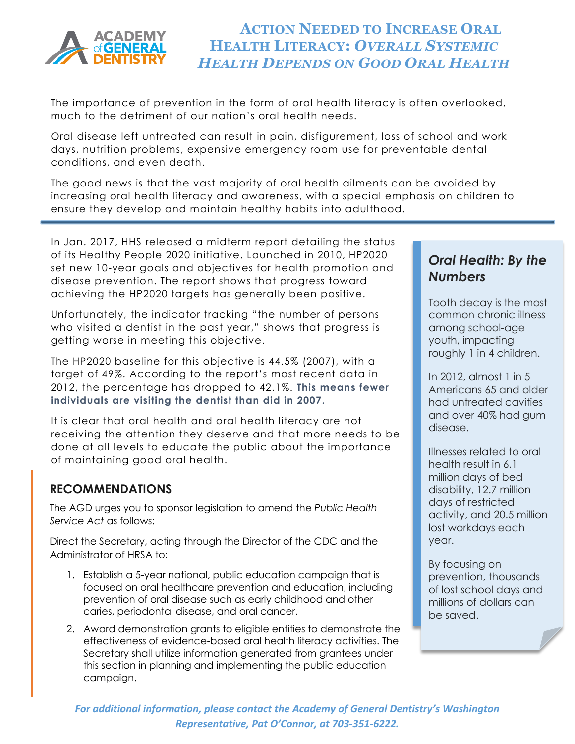# Action Needed to Increase Oral Health Literacy: *Overall Systemic Health Depends on Good Oral Health*

The importance of prevention in the form of oral health literacy is often overlooked, much to the detriment of our nation's oral health needs.

Oral disease left untreated can result in pain, disfigurement, loss of school and work days, nutrition problems, expensive emergency room use for preventable dental conditions, and even death.

The good news is that the vast majority of oral health ailments can be avoided by increasing oral health literacy and awareness, with a special emphasis on children to ensure they develop and maintain healthy habits into adulthood.

In Jan. 2017, HHS released a midterm report detailing the status of its Healthy People 2020 initiative. Launched in 2010, HP2020 set new 10-year goals and objectives for health promotion and disease prevention. The report shows that progress toward achieving the HP2020 targets has generally been positive.

Unfortunately, the indicator tracking "the number of persons who visited a dentist in the past year," shows that progress is getting worse in meeting this objective.

The HP2020 baseline for this objective is 44.5% (2007), with a target of 49%. According to the report's most recent data in 2012, the percentage has dropped to 42.1%. **This means fewer individuals are visiting the dentist than did in 2007.**

It is clear that oral health and oral health literacy are not receiving the attention they deserve and that more needs to be done at all levels to educate the public about the importance of maintaining good oral health.

## *Oral Health: By the Numbers*

Tooth decay is the most common chronic illness among school-age youth, impacting roughly 1 in 4 children.

In 2012, almost 1 in 5 Americans 65 and older had untreated cavities and over 40% had gum disease.

Illnesses related to oral health result in 6.1 million days of bed disability, 12.7 million days of restricted activity, and 20.5 million lost workdays each year.

By focusing on prevention, thousands of lost school days and millions of dollars can be saved.

## RECOMMENDATIONS

The AGD urges you to sponsor legislation to amend the *Public Health Service Act* as follows:

Direct the Secretary, acting through the Director of the CDC and the Administrator of HRSA to:

1. Establish a 5-year national, public education campaign that is focused on oral healthcare prevention and education, including prevention of oral disease such as early childhood and other caries, periodontal disease, and oral cancer.
2. Award demonstration grants to eligible entities to demonstrate the effectiveness of evidence-based oral health literacy activities. The Secretary shall utilize information generated from grantees under this section in planning and implementing the public education campaign.

***For additional information, please contact the Academy of General Dentistry's Washington Representative, Pat O'Connor, at 703-351-6222.***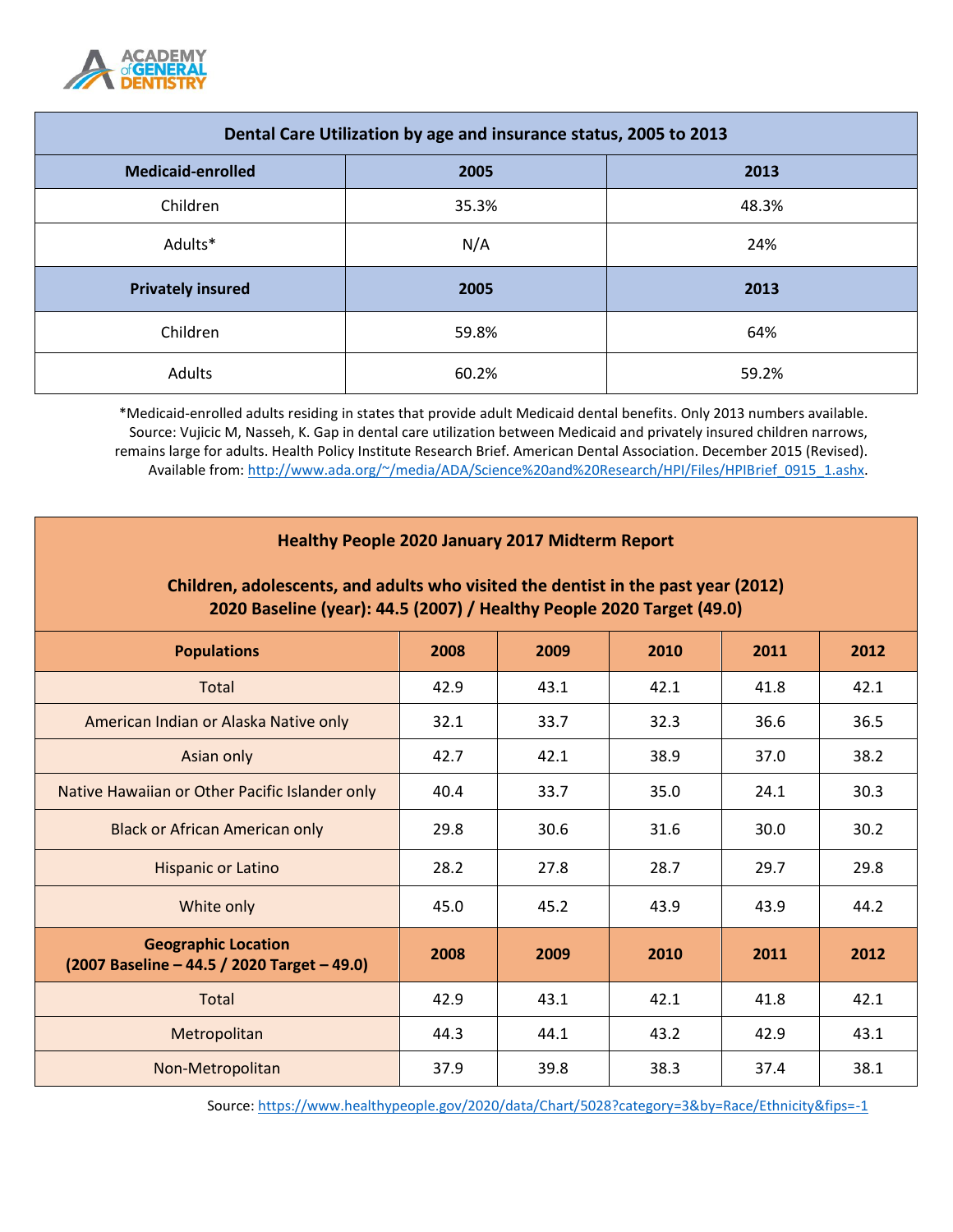| Dental Care Utilization by age and insurance status, 2005 to 2013 | | |
|---|---|---|
| **Medicaid-enrolled** | **2005** | **2013** |
| Children | 35.3% | 48.3% |
| Adults* | N/A | 24% |
| **Privately insured** | **2005** | **2013** |
| Children | 59.8% | 64% |
| Adults | 60.2% | 59.2% |

*Medicaid-enrolled adults residing in states that provide adult Medicaid dental benefits. Only 2013 numbers available. Source: Vujicic M, Nasseh, K. Gap in dental care utilization between Medicaid and privately insured children narrows, remains large for adults. Health Policy Institute Research Brief. American Dental Association. December 2015 (Revised). Available from: http://www.ada.org/~/media/ADA/Science%20and%20Research/HPI/Files/HPIBrief_0915_1.ashx.

| Healthy People 2020 January 2017 Midterm Report<br><br>Children, adolescents, and adults who visited the dentist in the past year (2012)<br>2020 Baseline (year): 44.5 (2007) / Healthy People 2020 Target (49.0) | | | | | |
|---|---|---|---|---|---|
| **Populations** | **2008** | **2009** | **2010** | **2011** | **2012** |
| Total | 42.9 | 43.1 | 42.1 | 41.8 | 42.1 |
| American Indian or Alaska Native only | 32.1 | 33.7 | 32.3 | 36.6 | 36.5 |
| Asian only | 42.7 | 42.1 | 38.9 | 37.0 | 38.2 |
| Native Hawaiian or Other Pacific Islander only | 40.4 | 33.7 | 35.0 | 24.1 | 30.3 |
| Black or African American only | 29.8 | 30.6 | 31.6 | 30.0 | 30.2 |
| Hispanic or Latino | 28.2 | 27.8 | 28.7 | 29.7 | 29.8 |
| White only | 45.0 | 45.2 | 43.9 | 43.9 | 44.2 |
| **Geographic Location (2007 Baseline – 44.5 / 2020 Target – 49.0)** | **2008** | **2009** | **2010** | **2011** | **2012** |
| Total | 42.9 | 43.1 | 42.1 | 41.8 | 42.1 |
| Metropolitan | 44.3 | 44.1 | 43.2 | 42.9 | 43.1 |
| Non-Metropolitan | 37.9 | 39.8 | 38.3 | 37.4 | 38.1 |

Source: https://www.healthypeople.gov/2020/data/Chart/5028?category=3&by=Race/Ethnicity&fips=-1